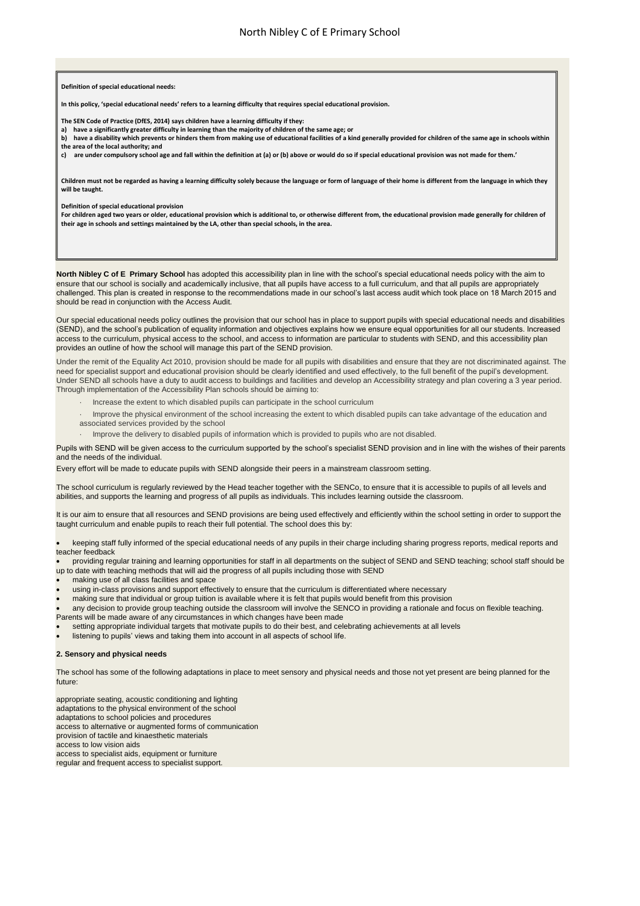# North Nibley C of E Primary School

**Definition of special educational needs:**

**In this policy, 'special educational needs' refers to a learning difficulty that requires special educational provision.**

**The SEN Code of Practice (DfES, 2014) says children have a learning difficulty if they:**

**a) have a significantly greater difficulty in learning than the majority of children of the same age; or**

**b) have a disability which prevents or hinders them from making use of educational facilities of a kind generally provided for children of the same age in schools within the area of the local authority; and**

**c) are under compulsory school age and fall within the definition at (a) or (b) above or would do so if special educational provision was not made for them.'**

**Children must not be regarded as having a learning difficulty solely because the language or form of language of their home is different from the language in which they will be taught.**

**Definition of special educational provision**

**For children aged two years or older, educational provision which is additional to, or otherwise different from, the educational provision made generally for children of their age in schools and settings maintained by the LA, other than special schools, in the area.**

**North Nibley C of E Primary School** has adopted this accessibility plan in line with the school's special educational needs policy with the aim to ensure that our school is socially and academically inclusive, that all pupils have access to a full curriculum, and that all pupils are appropriately challenged. This plan is created in response to the recommendations made in our school's last access audit which took place on 18 March 2015 and should be read in conjunction with the Access Audit.

Our special educational needs policy outlines the provision that our school has in place to support pupils with special educational needs and disabilities (SEND), and the school's publication of equality information and objectives explains how we ensure equal opportunities for all our students. Increased access to the curriculum, physical access to the school, and access to information are particular to students with SEND, and this accessibility plan provides an outline of how the school will manage this part of the SEND provision.

Under the remit of the Equality Act 2010, provision should be made for all pupils with disabilities and ensure that they are not discriminated against. The need for specialist support and educational provision should be clearly identified and used effectively, to the full benefit of the pupil's development. Under SEND all schools have a duty to audit access to buildings and facilities and develop an Accessibility strategy and plan covering a 3 year period. Through implementation of the Accessibility Plan schools should be aiming to:

- Increase the extent to which disabled pupils can participate in the school curriculum
- Improve the physical environment of the school increasing the extent to which disabled pupils can take advantage of the education and associated services provided by the school
- Improve the delivery to disabled pupils of information which is provided to pupils who are not disabled.

Pupils with SEND will be given access to the curriculum supported by the school's specialist SEND provision and in line with the wishes of their parents and the needs of the individual.

Every effort will be made to educate pupils with SEND alongside their peers in a mainstream classroom setting.

The school curriculum is regularly reviewed by the Head teacher together with the SENCo, to ensure that it is accessible to pupils of all levels and abilities, and supports the learning and progress of all pupils as individuals. This includes learning outside the classroom.

It is our aim to ensure that all resources and SEND provisions are being used effectively and efficiently within the school setting in order to support the taught curriculum and enable pupils to reach their full potential. The school does this by:

- keeping staff fully informed of the special educational needs of any pupils in their charge including sharing progress reports, medical reports and teacher feedback
- providing regular training and learning opportunities for staff in all departments on the subject of SEND and SEND teaching; school staff should be up to date with teaching methods that will aid the progress of all pupils including those with SEND
- making use of all class facilities and space
- using in-class provisions and support effectively to ensure that the curriculum is differentiated where necessary
- making sure that individual or group tuition is available where it is felt that pupils would benefit from this provision
- any decision to provide group teaching outside the classroom will involve the SENCO in providing a rationale and focus on flexible teaching. Parents will be made aware of any circumstances in which changes have been made
- setting appropriate individual targets that motivate pupils to do their best, and celebrating achievements at all levels
- listening to pupils' views and taking them into account in all aspects of school life.

**2. Sensory and physical needs**

The school has some of the following adaptations in place to meet sensory and physical needs and those not yet present are being planned for the future:

appropriate seating, acoustic conditioning and lighting
adaptations to the physical environment of the school
adaptations to school policies and procedures
access to alternative or augmented forms of communication
provision of tactile and kinaesthetic materials
access to low vision aids
access to specialist aids, equipment or furniture
regular and frequent access to specialist support.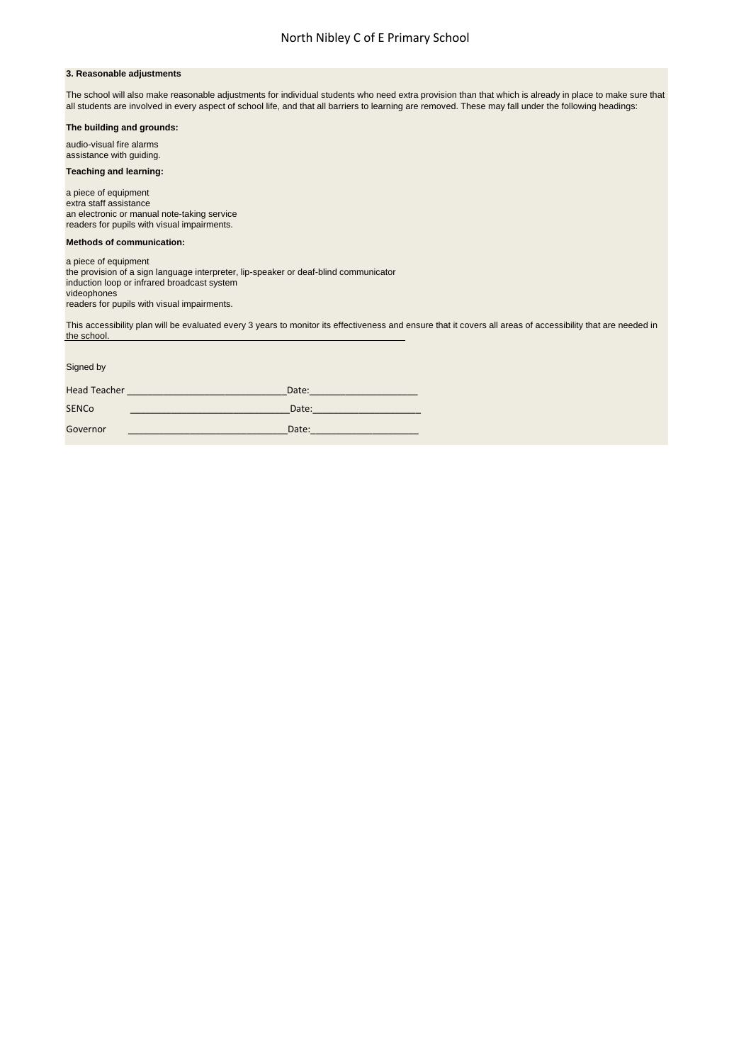### 3. Reasonable adjustments

The school will also make reasonable adjustments for individual students who need extra provision than that which is already in place to make sure that all students are involved in every aspect of school life, and that all barriers to learning are removed. These may fall under the following headings:

**The building and grounds:**

audio-visual fire alarms
assistance with guiding.

**Teaching and learning:**

a piece of equipment
extra staff assistance
an electronic or manual note-taking service
readers for pupils with visual impairments.

**Methods of communication:**

a piece of equipment
the provision of a sign language interpreter, lip-speaker or deaf-blind communicator
induction loop or infrared broadcast system
videophones
readers for pupils with visual impairments.

This accessibility plan will be evaluated every 3 years to monitor its effectiveness and ensure that it covers all areas of accessibility that are needed in the school.

Signed by

Head Teacher ______________________________Date:____________________

SENCo ______________________________Date:____________________

Governor ______________________________Date:____________________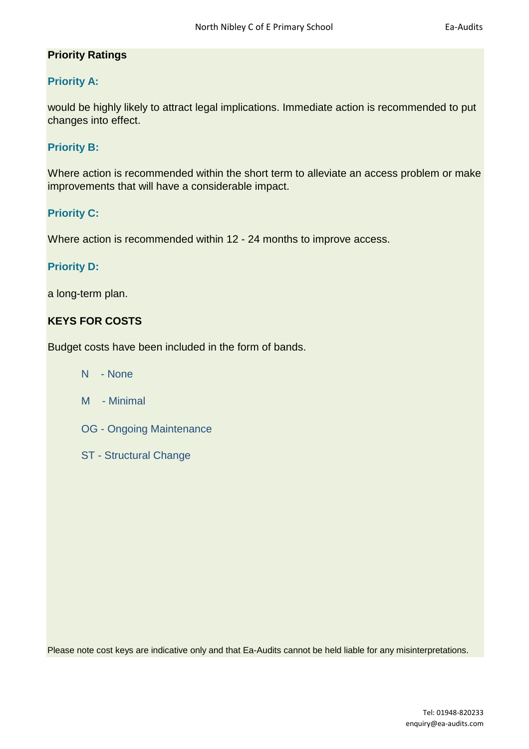## Priority Ratings

### Priority A:

would be highly likely to attract legal implications. Immediate action is recommended to put changes into effect.

### Priority B:

Where action is recommended within the short term to alleviate an access problem or make improvements that will have a considerable impact.

### Priority C:

Where action is recommended within 12 - 24 months to improve access.

### Priority D:

a long-term plan.

## KEYS FOR COSTS

Budget costs have been included in the form of bands.

- N - None
- M - Minimal
- OG - Ongoing Maintenance
- ST - Structural Change

Please note cost keys are indicative only and that Ea-Audits cannot be held liable for any misinterpretations.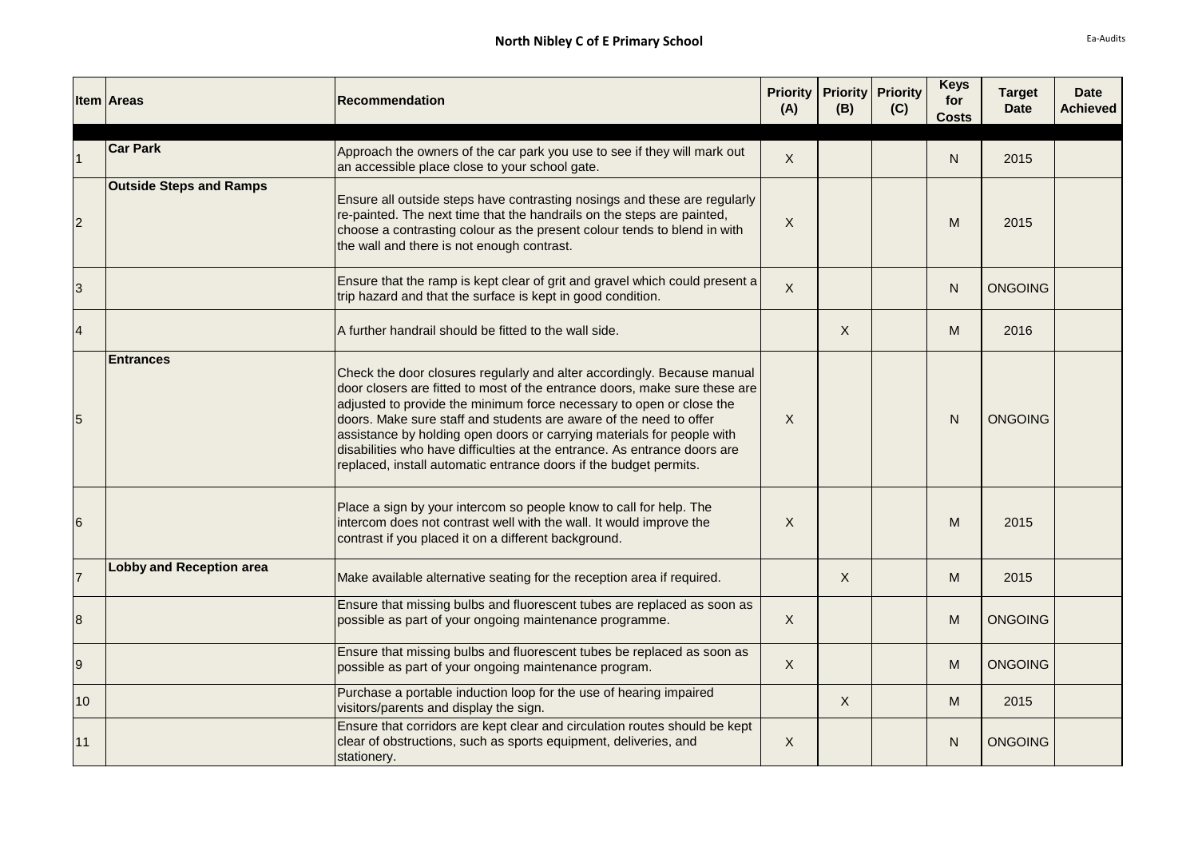## North Nibley C of E Primary School

| Item | Areas | Recommendation | Priority (A) | Priority (B) | Priority (C) | Keys for Costs | Target Date | Date Achieved |
|---|---|---|---|---|---|---|---|---|
| | | | | | | | | |
| 1 | **Car Park** | Approach the owners of the car park you use to see if they will mark out an accessible place close to your school gate. | X | | | N | 2015 | |
| 2 | **Outside Steps and Ramps** | Ensure all outside steps have contrasting nosings and these are regularly re-painted. The next time that the handrails on the steps are painted, choose a contrasting colour as the present colour tends to blend in with the wall and there is not enough contrast. | X | | | M | 2015 | |
| 3 | | Ensure that the ramp is kept clear of grit and gravel which could present a trip hazard and that the surface is kept in good condition. | X | | | N | ONGOING | |
| 4 | | A further handrail should be fitted to the wall side. | | X | | M | 2016 | |
| 5 | **Entrances** | Check the door closures regularly and alter accordingly. Because manual door closers are fitted to most of the entrance doors, make sure these are adjusted to provide the minimum force necessary to open or close the doors. Make sure staff and students are aware of the need to offer assistance by holding open doors or carrying materials for people with disabilities who have difficulties at the entrance. As entrance doors are replaced, install automatic entrance doors if the budget permits. | X | | | N | ONGOING | |
| 6 | | Place a sign by your intercom so people know to call for help. The intercom does not contrast well with the wall. It would improve the contrast if you placed it on a different background. | X | | | M | 2015 | |
| 7 | **Lobby and Reception area** | Make available alternative seating for the reception area if required. | | X | | M | 2015 | |
| 8 | | Ensure that missing bulbs and fluorescent tubes are replaced as soon as possible as part of your ongoing maintenance programme. | X | | | M | ONGOING | |
| 9 | | Ensure that missing bulbs and fluorescent tubes be replaced as soon as possible as part of your ongoing maintenance program. | X | | | M | ONGOING | |
| 10 | | Purchase a portable induction loop for the use of hearing impaired visitors/parents and display the sign. | | X | | M | 2015 | |
| 11 | | Ensure that corridors are kept clear and circulation routes should be kept clear of obstructions, such as sports equipment, deliveries, and stationery. | X | | | N | ONGOING | |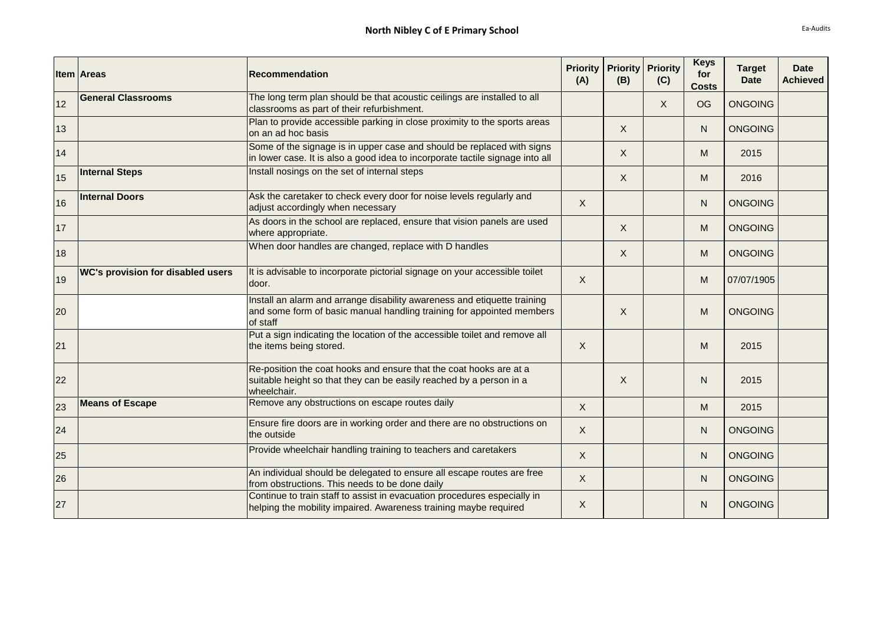## North Nibley C of E Primary School

| Item | Areas | Recommendation | Priority (A) | Priority (B) | Priority (C) | Keys for Costs | Target Date | Date Achieved |
|---|---|---|---|---|---|---|---|---|
| 12 | **General Classrooms** | The long term plan should be that acoustic ceilings are installed to all classrooms as part of their refurbishment. | | | X | OG | ONGOING | |
| 13 | | Plan to provide accessible parking in close proximity to the sports areas on an ad hoc basis | | X | | N | ONGOING | |
| 14 | | Some of the signage is in upper case and should be replaced with signs in lower case. It is also a good idea to incorporate tactile signage into all | | X | | M | 2015 | |
| 15 | **Internal Steps** | Install nosings on the set of internal steps | | X | | M | 2016 | |
| 16 | **Internal Doors** | Ask the caretaker to check every door for noise levels regularly and adjust accordingly when necessary | X | | | N | ONGOING | |
| 17 | | As doors in the school are replaced, ensure that vision panels are used where appropriate. | | X | | M | ONGOING | |
| 18 | | When door handles are changed, replace with D handles | | X | | M | ONGOING | |
| 19 | **WC's provision for disabled users** | It is advisable to incorporate pictorial signage on your accessible toilet door. | X | | | M | 07/07/1905 | |
| 20 | | Install an alarm and arrange disability awareness and etiquette training and some form of basic manual handling training for appointed members of staff | | X | | M | ONGOING | |
| 21 | | Put a sign indicating the location of the accessible toilet and remove all the items being stored. | X | | | M | 2015 | |
| 22 | | Re-position the coat hooks and ensure that the coat hooks are at a suitable height so that they can be easily reached by a person in a wheelchair. | | X | | N | 2015 | |
| 23 | **Means of Escape** | Remove any obstructions on escape routes daily | X | | | M | 2015 | |
| 24 | | Ensure fire doors are in working order and there are no obstructions on the outside | X | | | N | ONGOING | |
| 25 | | Provide wheelchair handling training to teachers and caretakers | X | | | N | ONGOING | |
| 26 | | An individual should be delegated to ensure all escape routes are free from obstructions. This needs to be done daily | X | | | N | ONGOING | |
| 27 | | Continue to train staff to assist in evacuation procedures especially in helping the mobility impaired. Awareness training maybe required | X | | | N | ONGOING | |